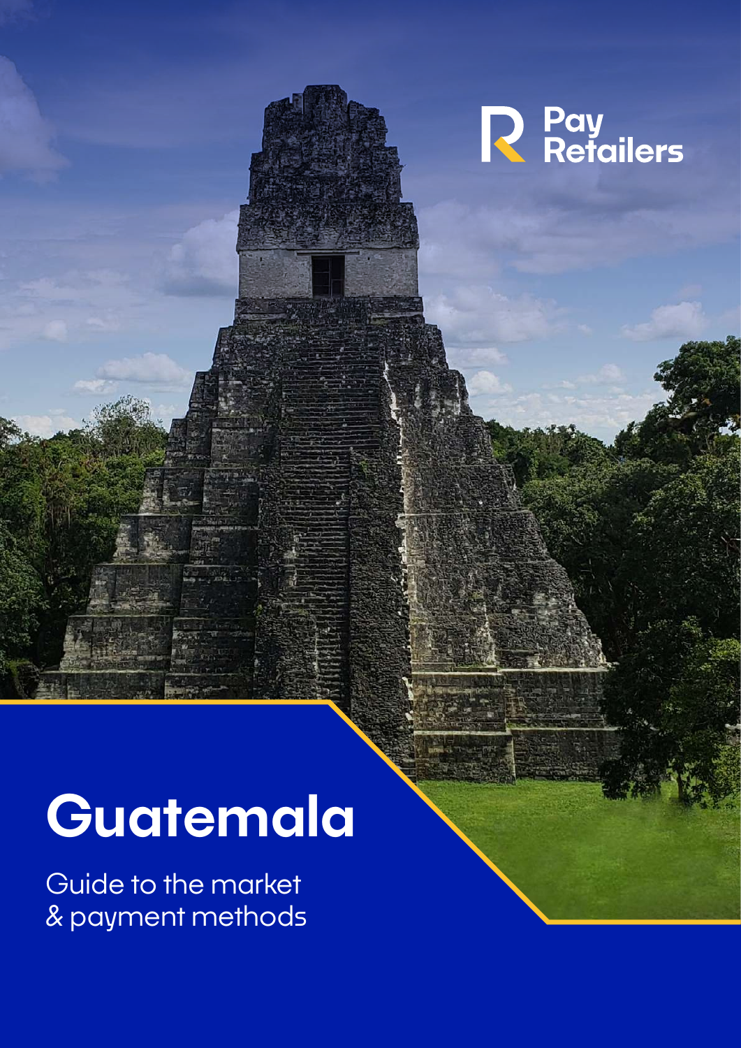Pay Retailers

# Guatemala

Guide to the market & payment methods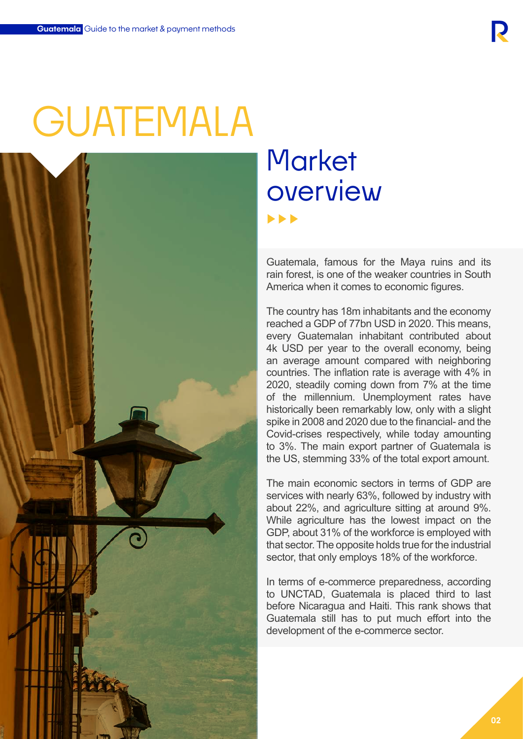# GUATEMALA

## Market overview

Guatemala, famous for the Maya ruins and its rain forest, is one of the weaker countries in South America when it comes to economic figures.

The country has 18m inhabitants and the economy reached a GDP of 77bn USD in 2020. This means, every Guatemalan inhabitant contributed about 4k USD per year to the overall economy, being an average amount compared with neighboring countries. The inflation rate is average with 4% in 2020, steadily coming down from 7% at the time of the millennium. Unemployment rates have historically been remarkably low, only with a slight spike in 2008 and 2020 due to the financial- and the Covid-crises respectively, while today amounting to 3%. The main export partner of Guatemala is the US, stemming 33% of the total export amount.

The main economic sectors in terms of GDP are services with nearly 63%, followed by industry with about 22%, and agriculture sitting at around 9%. While agriculture has the lowest impact on the GDP, about 31% of the workforce is employed with that sector. The opposite holds true for the industrial sector, that only employs 18% of the workforce.

In terms of e-commerce preparedness, according to UNCTAD, Guatemala is placed third to last before Nicaragua and Haiti. This rank shows that Guatemala still has to put much effort into the development of the e-commerce sector.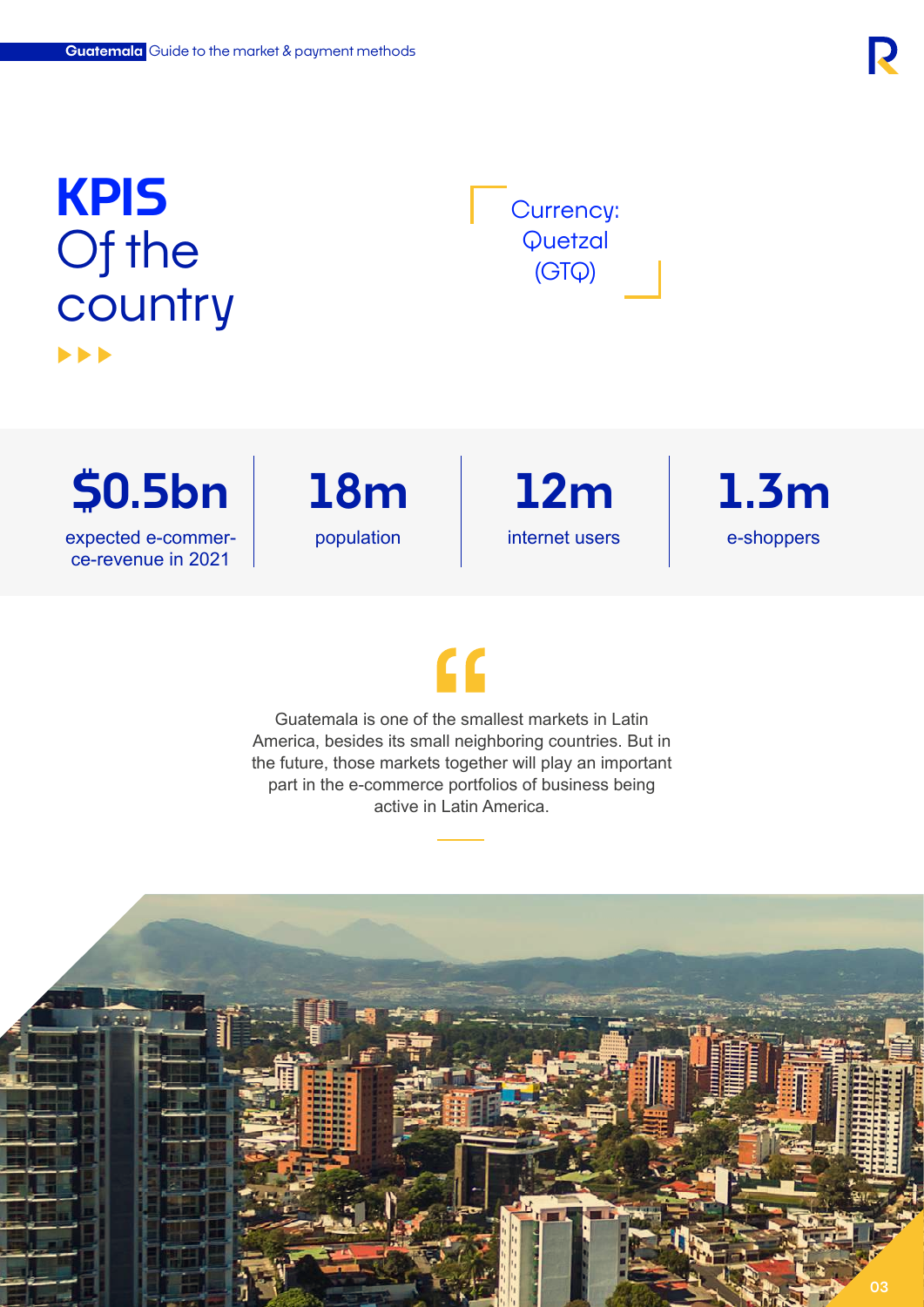# KPIS Of the country

Currency: Quetzal (GTQ)

| $0.5bn | 18m | 12m | 1.3m |
|---|---|---|---|
| expected e-commerce-revenue in 2021 | population | internet users | e-shoppers |

Guatemala is one of the smallest markets in Latin America, besides its small neighboring countries. But in the future, those markets together will play an important part in the e-commerce portfolios of business being active in Latin America.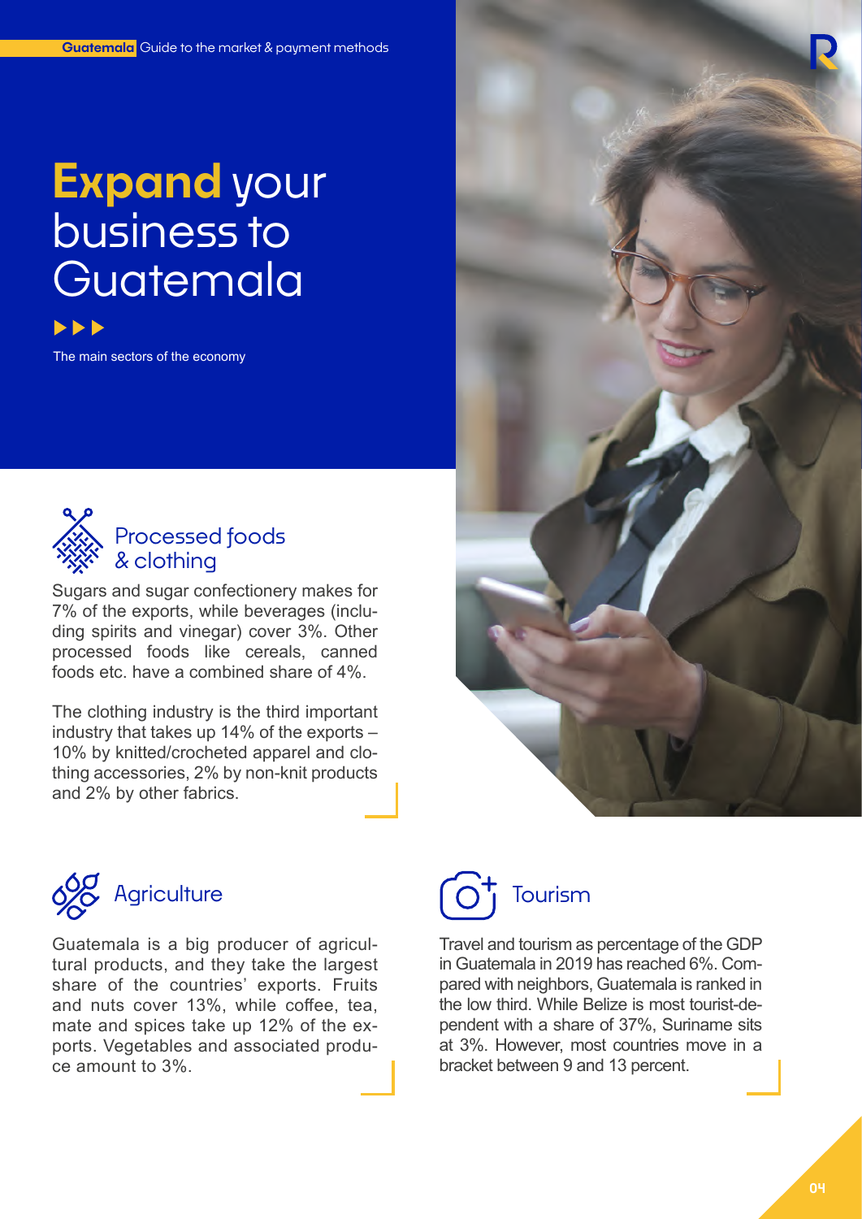# Expand your business to Guatemala

The main sectors of the economy

## Processed foods & clothing

Sugars and sugar confectionery makes for 7% of the exports, while beverages (including spirits and vinegar) cover 3%. Other processed foods like cereals, canned foods etc. have a combined share of 4%.

The clothing industry is the third important industry that takes up 14% of the exports – 10% by knitted/crocheted apparel and clothing accessories, 2% by non-knit products and 2% by other fabrics.

## Agriculture

Guatemala is a big producer of agricultural products, and they take the largest share of the countries' exports. Fruits and nuts cover 13%, while coffee, tea, mate and spices take up 12% of the exports. Vegetables and associated produce amount to 3%.

## Tourism

Travel and tourism as percentage of the GDP in Guatemala in 2019 has reached 6%. Compared with neighbors, Guatemala is ranked in the low third. While Belize is most tourist-dependent with a share of 37%, Suriname sits at 3%. However, most countries move in a bracket between 9 and 13 percent.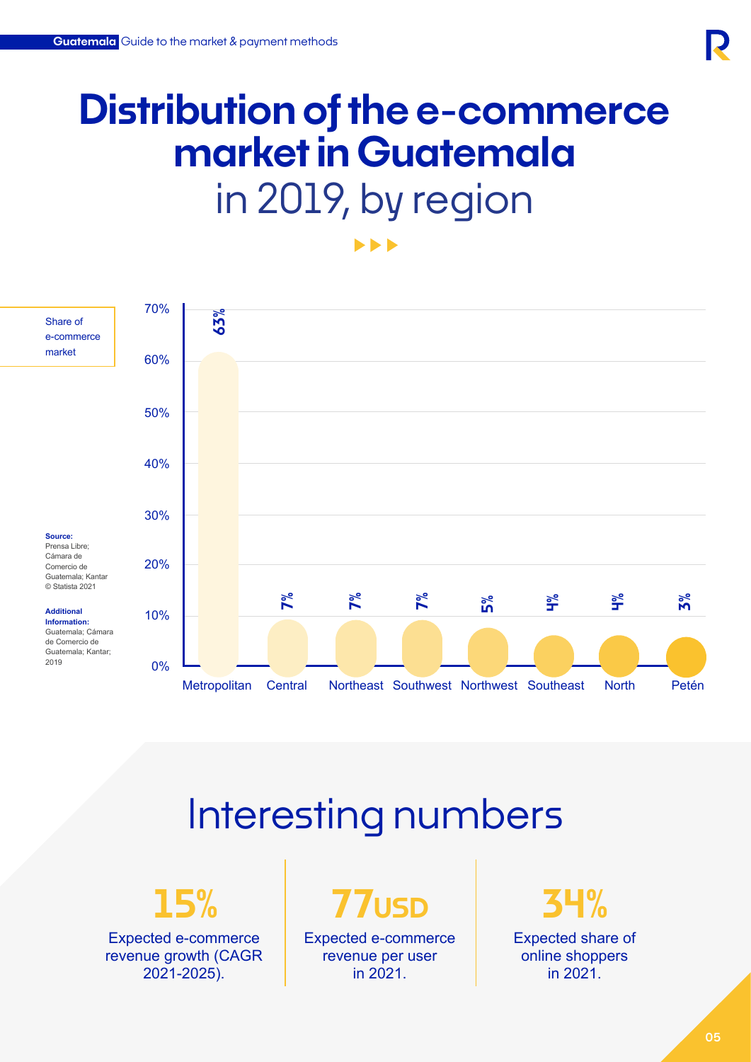# Distribution of the e-commerce market in Guatemala in 2019, by region

Share of e-commerce market

| Region | Share of e-commerce market |
|---|---|
| Metropolitan | 63% |
| Central | 7% |
| Northeast | 7% |
| Southwest | 7% |
| Northwest | 5% |
| Southeast | 4% |
| North | 4% |
| Petén | 3% |

**Source:** Prensa Libre; Cámara de Comercio de Guatemala; Kantar © Statista 2021

**Additional Information:** Guatemala; Cámara de Comercio de Guatemala; Kantar; 2019

## Interesting numbers

**15%**
Expected e-commerce revenue growth (CAGR 2021-2025).

**77USD**
Expected e-commerce revenue per user in 2021.

**34%**
Expected share of online shoppers in 2021.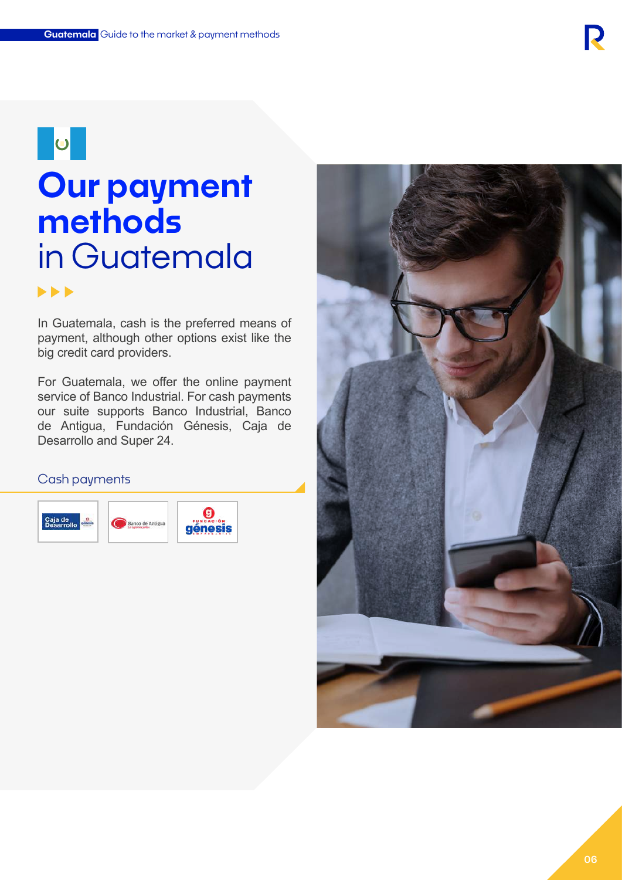# Our payment methods in Guatemala

In Guatemala, cash is the preferred means of payment, although other options exist like the big credit card providers.

For Guatemala, we offer the online payment service of Banco Industrial. For cash payments our suite supports Banco Industrial, Banco de Antigua, Fundación Génesis, Caja de Desarrollo and Super 24.

## Cash payments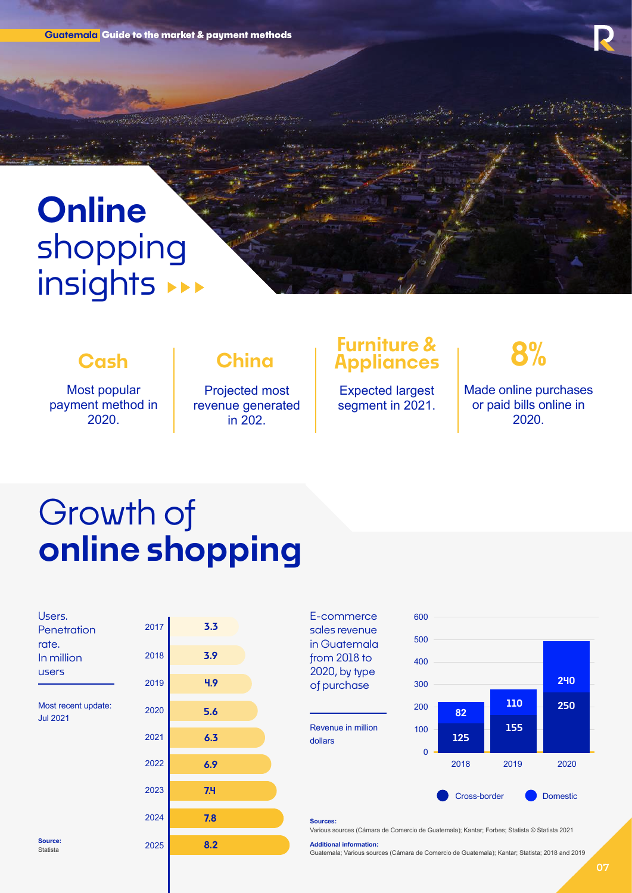# Online shopping insights

**Cash**

Most popular payment method in 2020.

**China**

Projected most revenue generated in 202.

**Furniture & Appliances**

Expected largest segment in 2021.

**8%**

Made online purchases or paid bills online in 2020.

# Growth of **online shopping**

Users. Penetration rate. In million users

Most recent update: Jul 2021

| Year | Users (million) |
|---|---|
| 2017 | 3.3 |
| 2018 | 3.9 |
| 2019 | 4.9 |
| 2020 | 5.6 |
| 2021 | 6.3 |
| 2022 | 6.9 |
| 2023 | 7.4 |
| 2024 | 7.8 |
| 2025 | 8.2 |

Source: Statista

E-commerce sales revenue in Guatemala from 2018 to 2020, by type of purchase

Revenue in million dollars

| Year | Cross-border | Domestic |
|---|---|---|
| 2018 | 125 | 82 |
| 2019 | 155 | 110 |
| 2020 | 250 | 240 |

**Sources:**
Various sources (Cámara de Comercio de Guatemala); Kantar; Forbes; Statista © Statista 2021

**Additional information:**
Guatemala; Various sources (Cámara de Comercio de Guatemala); Kantar; Statista; 2018 and 2019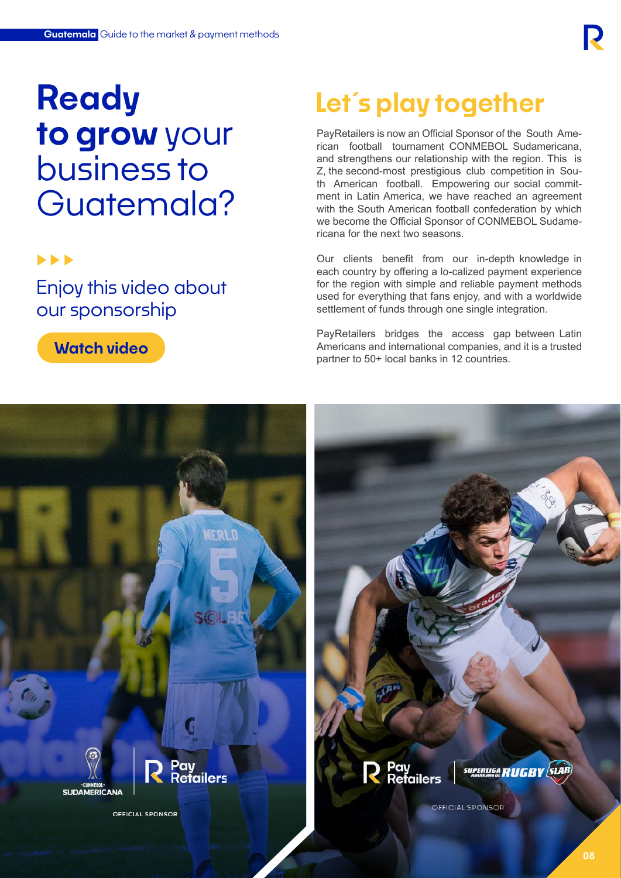# Ready to grow your business to Guatemala?

▶▶▶

Enjoy this video about our sponsorship

**Watch video**

## Let´s play together

PayRetailers is now an Official Sponsor of the South American football tournament CONMEBOL Sudamericana, and strengthens our relationship with the region. This is Z, the second-most prestigious club competition in South American football. Empowering our social commitment in Latin America, we have reached an agreement with the South American football confederation by which we become the Official Sponsor of CONMEBOL Sudamericana for the next two seasons.

Our clients benefit from our in-depth knowledge in each country by offering a lo-calized payment experience for the region with simple and reliable payment methods used for everything that fans enjoy, and with a worldwide settlement of funds through one single integration.

PayRetailers bridges the access gap between Latin Americans and international companies, and it is a trusted partner to 50+ local banks in 12 countries.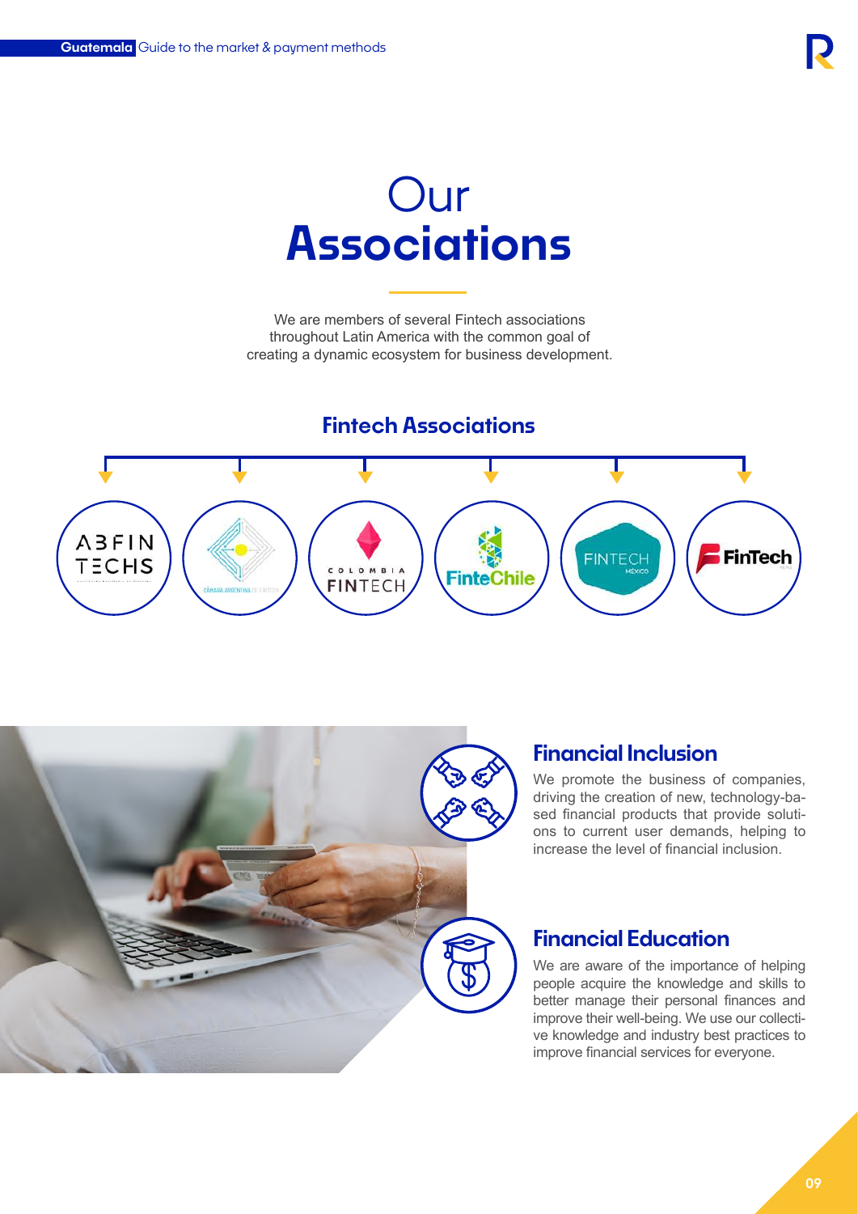# Our **Associations**

We are members of several Fintech associations throughout Latin America with the common goal of creating a dynamic ecosystem for business development.

## Fintech Associations

## Financial Inclusion

We promote the business of companies, driving the creation of new, technology-based financial products that provide solutions to current user demands, helping to increase the level of financial inclusion.

## Financial Education

We are aware of the importance of helping people acquire the knowledge and skills to better manage their personal finances and improve their well-being. We use our collective knowledge and industry best practices to improve financial services for everyone.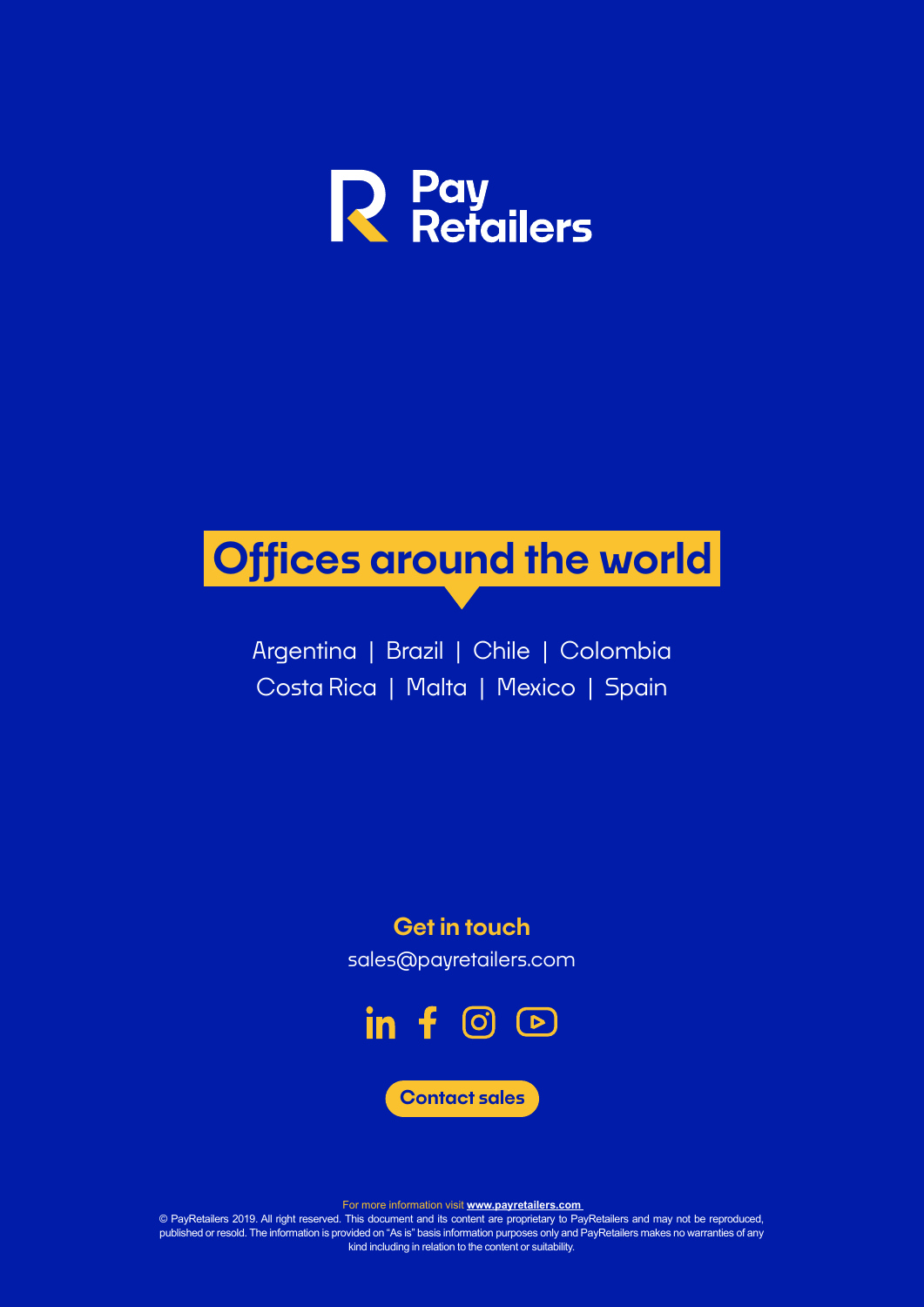Pay Retailers

## Offices around the world

Argentina | Brazil | Chile | Colombia
Costa Rica | Malta | Mexico | Spain

**Get in touch**

sales@payretailers.com

**Contact sales**

For more information visit **www.payretailers.com**

© PayRetailers 2019. All right reserved. This document and its content are proprietary to PayRetailers and may not be reproduced, published or resold. The information is provided on "As is" basis information purposes only and PayRetailers makes no warranties of any kind including in relation to the content or suitability.